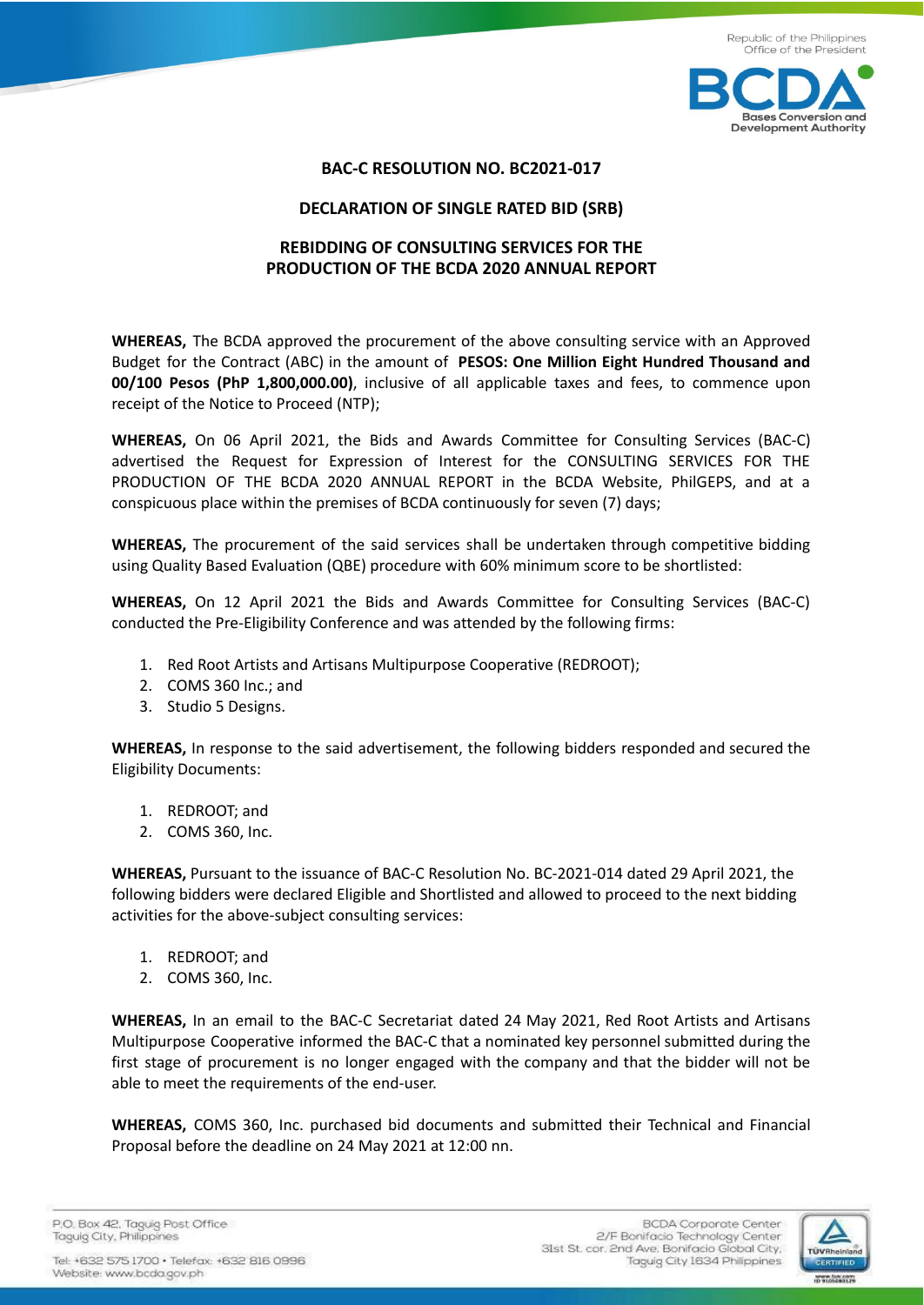**BAC-C RESOLUTION NO. BC2021-017**

**DECLARATION OF SINGLE RATED BID (SRB)**

**REBIDDING OF CONSULTING SERVICES FOR THE PRODUCTION OF THE BCDA 2020 ANNUAL REPORT**

**WHEREAS,** The BCDA approved the procurement of the above consulting service with an Approved Budget for the Contract (ABC) in the amount of **PESOS: One Million Eight Hundred Thousand and 00/100 Pesos (PhP 1,800,000.00)**, inclusive of all applicable taxes and fees, to commence upon receipt of the Notice to Proceed (NTP);

**WHEREAS,** On 06 April 2021, the Bids and Awards Committee for Consulting Services (BAC-C) advertised the Request for Expression of Interest for the CONSULTING SERVICES FOR THE PRODUCTION OF THE BCDA 2020 ANNUAL REPORT in the BCDA Website, PhilGEPS, and at a conspicuous place within the premises of BCDA continuously for seven (7) days;

**WHEREAS,** The procurement of the said services shall be undertaken through competitive bidding using Quality Based Evaluation (QBE) procedure with 60% minimum score to be shortlisted:

**WHEREAS,** On 12 April 2021 the Bids and Awards Committee for Consulting Services (BAC-C) conducted the Pre-Eligibility Conference and was attended by the following firms:

1. Red Root Artists and Artisans Multipurpose Cooperative (REDROOT);
2. COMS 360 Inc.; and
3. Studio 5 Designs.

**WHEREAS,** In response to the said advertisement, the following bidders responded and secured the Eligibility Documents:

1. REDROOT; and
2. COMS 360, Inc.

**WHEREAS,** Pursuant to the issuance of BAC-C Resolution No. BC-2021-014 dated 29 April 2021, the following bidders were declared Eligible and Shortlisted and allowed to proceed to the next bidding activities for the above-subject consulting services:

1. REDROOT; and
2. COMS 360, Inc.

**WHEREAS,** In an email to the BAC-C Secretariat dated 24 May 2021, Red Root Artists and Artisans Multipurpose Cooperative informed the BAC-C that a nominated key personnel submitted during the first stage of procurement is no longer engaged with the company and that the bidder will not be able to meet the requirements of the end-user.

**WHEREAS,** COMS 360, Inc. purchased bid documents and submitted their Technical and Financial Proposal before the deadline on 24 May 2021 at 12:00 nn.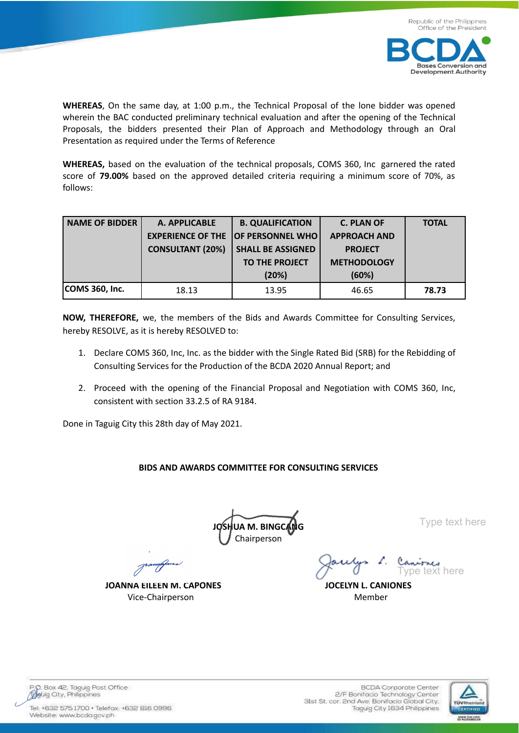**WHEREAS**, On the same day, at 1:00 p.m., the Technical Proposal of the lone bidder was opened wherein the BAC conducted preliminary technical evaluation and after the opening of the Technical Proposals, the bidders presented their Plan of Approach and Methodology through an Oral Presentation as required under the Terms of Reference

**WHEREAS,** based on the evaluation of the technical proposals, COMS 360, Inc garnered the rated score of **79.00%** based on the approved detailed criteria requiring a minimum score of 70%, as follows:

| NAME OF BIDDER | A. APPLICABLE EXPERIENCE OF THE CONSULTANT (20%) | B. QUALIFICATION OF PERSONNEL WHO SHALL BE ASSIGNED TO THE PROJECT (20%) | C. PLAN OF APPROACH AND PROJECT METHODOLOGY (60%) | TOTAL |
|---|---|---|---|---|
| **COMS 360, Inc.** | 18.13 | 13.95 | 46.65 | **78.73** |

**NOW, THEREFORE,** we, the members of the Bids and Awards Committee for Consulting Services, hereby RESOLVE, as it is hereby RESOLVED to:

1. Declare COMS 360, Inc, Inc. as the bidder with the Single Rated Bid (SRB) for the Rebidding of Consulting Services for the Production of the BCDA 2020 Annual Report; and
2. Proceed with the opening of the Financial Proposal and Negotiation with COMS 360, Inc, consistent with section 33.2.5 of RA 9184.

Done in Taguig City this 28th day of May 2021.

**BIDS AND AWARDS COMMITTEE FOR CONSULTING SERVICES**

**JOSHUA M. BINGCANG**
Chairperson

**JOANNA EILEEN M. CAPONES**
Vice-Chairperson

**JOCELYN L. CANIONES**
Member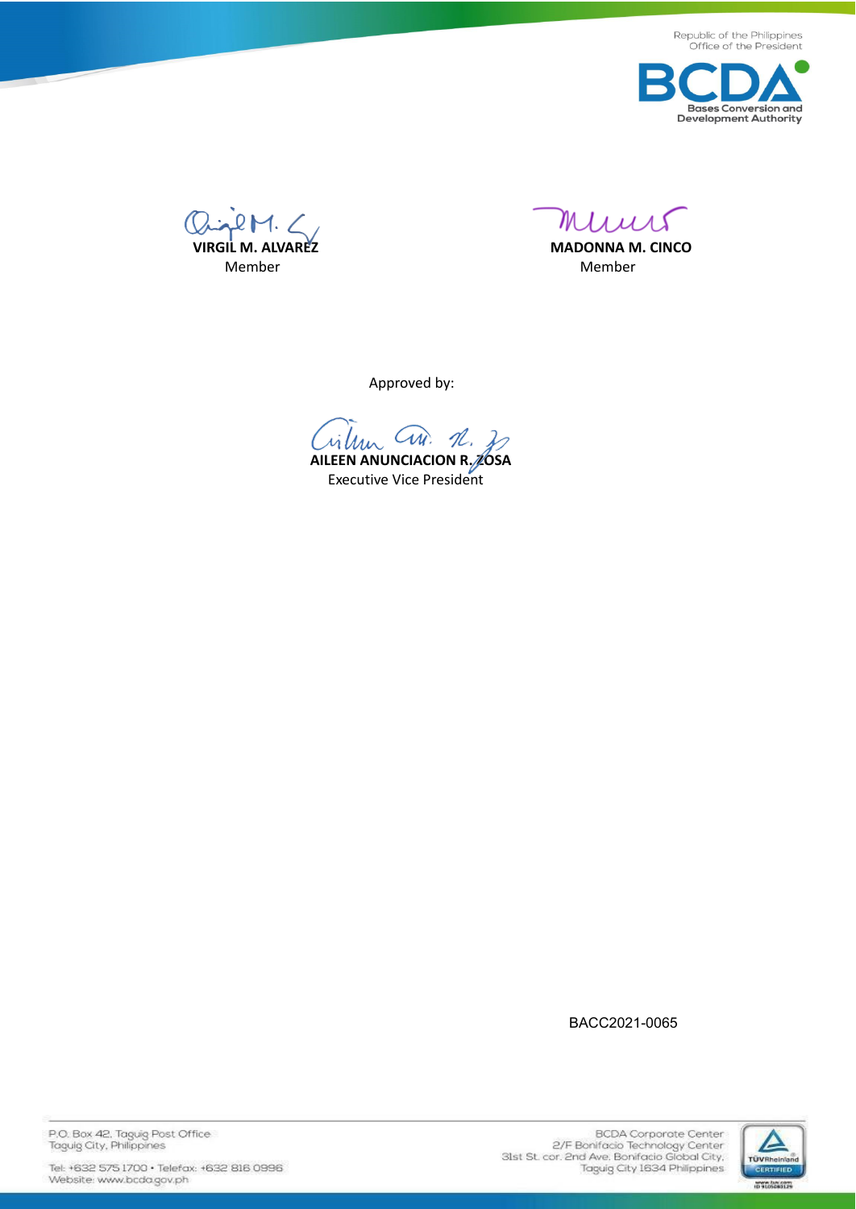**VIRGIL M. ALVAREZ**
Member

**MADONNA M. CINCO**
Member

Approved by:

**AILEEN ANUNCIACION R. ZOSA**
Executive Vice President

BACC2021-0065